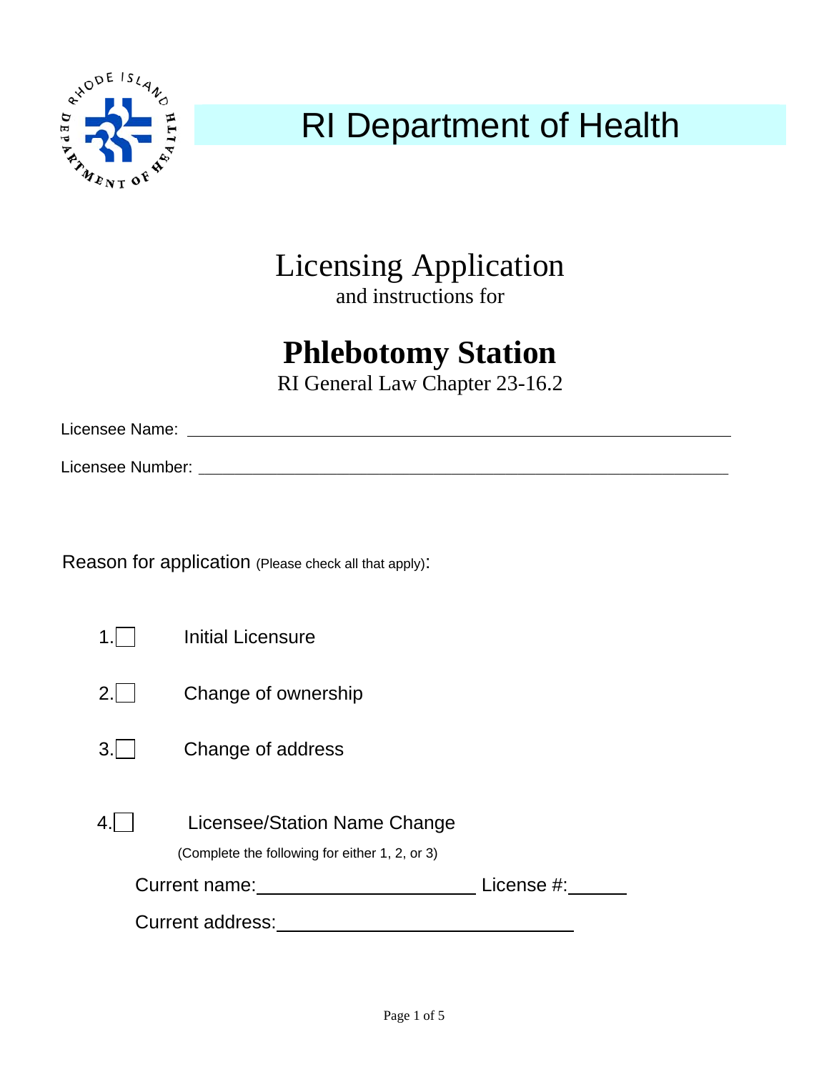# RI Department of Health

## Licensing Application

and instructions for

# **Phlebotomy Station**

RI General Law Chapter 23-16.2

Licensee Name: \_\_\_\_\_\_\_\_\_\_\_\_\_\_\_\_\_\_\_\_\_\_\_\_\_\_\_\_\_\_\_\_\_\_\_\_\_\_\_\_\_\_\_\_\_\_\_\_\_\_\_\_

Licensee Number: \_\_\_\_\_\_\_\_\_\_\_\_\_\_\_\_\_\_\_\_\_\_\_\_\_\_\_\_\_\_\_\_\_\_\_\_\_\_\_\_\_\_\_\_\_\_\_\_\_\_

Reason for application (Please check all that apply):

1. ☐ Initial Licensure
2. ☐ Change of ownership
3. ☐ Change of address
4. ☐ Licensee/Station Name Change

(Complete the following for either 1, 2, or 3)

Current name: \_\_\_\_\_\_\_\_\_\_\_\_\_\_\_\_\_\_\_\_\_\_\_\_ License #: \_\_\_\_\_\_

Current address: \_\_\_\_\_\_\_\_\_\_\_\_\_\_\_\_\_\_\_\_\_\_\_\_\_\_\_\_\_\_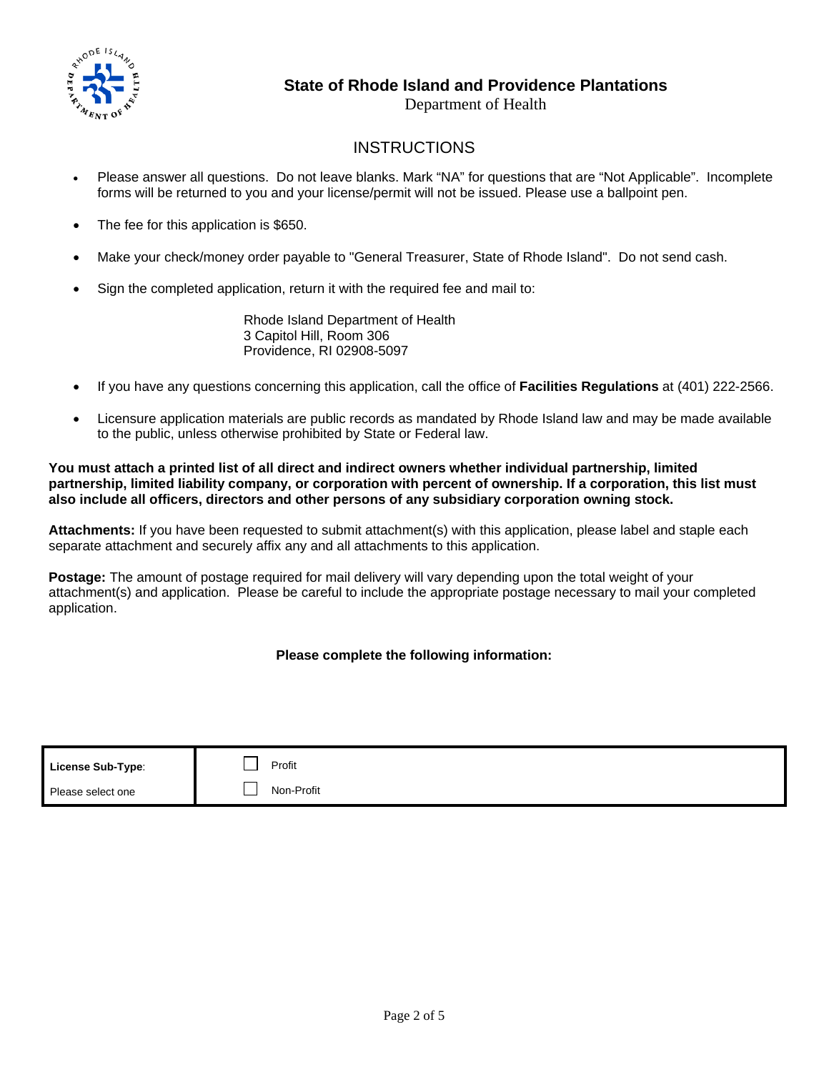**State of Rhode Island and Providence Plantations**

Department of Health

## INSTRUCTIONS

- Please answer all questions. Do not leave blanks. Mark "NA" for questions that are "Not Applicable". Incomplete forms will be returned to you and your license/permit will not be issued. Please use a ballpoint pen.
- The fee for this application is $650.
- Make your check/money order payable to "General Treasurer, State of Rhode Island". Do not send cash.
- Sign the completed application, return it with the required fee and mail to:

  Rhode Island Department of Health
  3 Capitol Hill, Room 306
  Providence, RI 02908-5097

- If you have any questions concerning this application, call the office of **Facilities Regulations** at (401) 222-2566.
- Licensure application materials are public records as mandated by Rhode Island law and may be made available to the public, unless otherwise prohibited by State or Federal law.

**You must attach a printed list of all direct and indirect owners whether individual partnership, limited partnership, limited liability company, or corporation with percent of ownership. If a corporation, this list must also include all officers, directors and other persons of any subsidiary corporation owning stock.**

**Attachments:** If you have been requested to submit attachment(s) with this application, please label and staple each separate attachment and securely affix any and all attachments to this application.

**Postage:** The amount of postage required for mail delivery will vary depending upon the total weight of your attachment(s) and application. Please be careful to include the appropriate postage necessary to mail your completed application.

**Please complete the following information:**

| **License Sub-Type**: | ☐ Profit |
|---|---|
| Please select one | ☐ Non-Profit |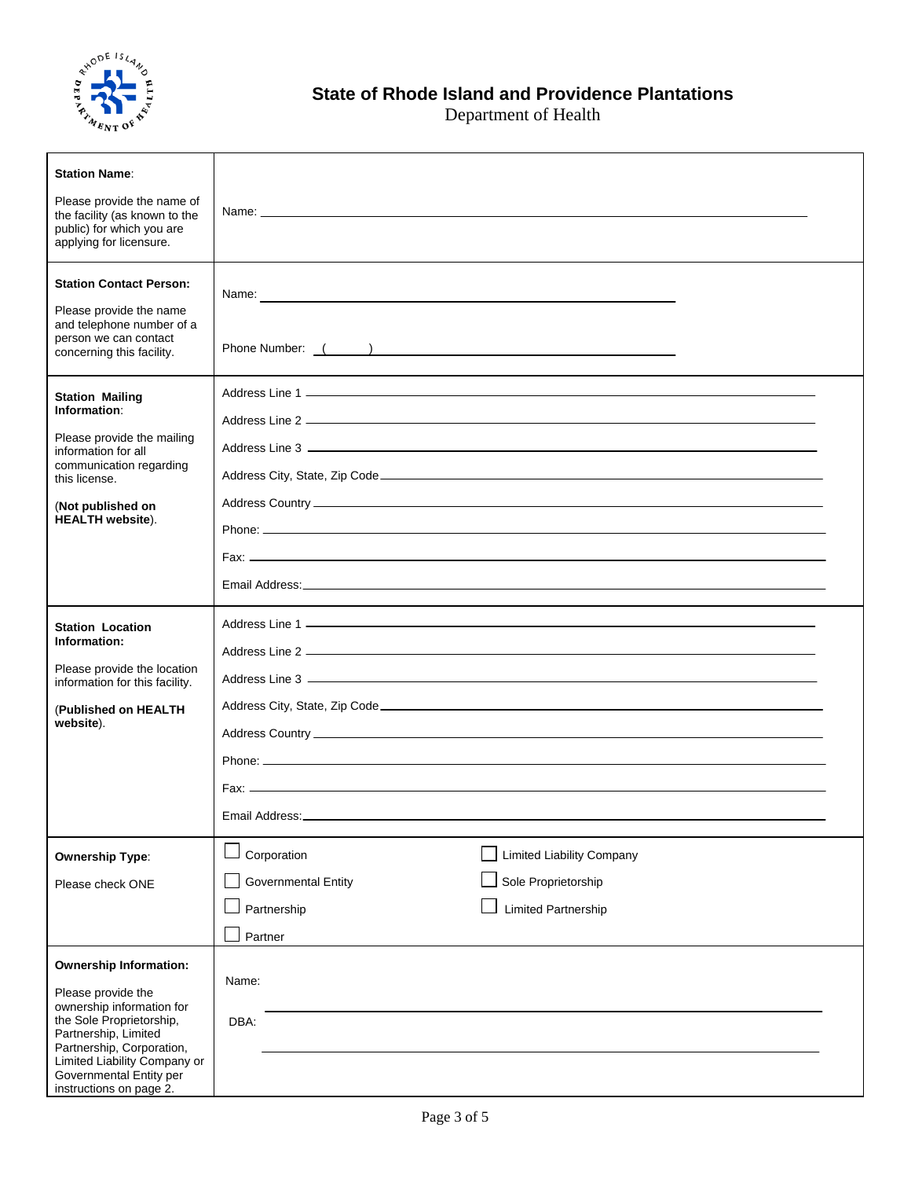# State of Rhode Island and Providence Plantations

Department of Health

| | |
|---|---|
| **Station Name**:<br><br>Please provide the name of the facility (as known to the public) for which you are applying for licensure. | Name: ______________________________ |
| **Station Contact Person:**<br><br>Please provide the name and telephone number of a person we can contact concerning this facility. | Name: ______________________________<br><br>Phone Number: ( ) ______________________________ |
| **Station Mailing Information**:<br><br>Please provide the mailing information for all communication regarding this license.<br><br>(**Not published on HEALTH website**). | Address Line 1 ______________________________<br>Address Line 2 ______________________________<br>Address Line 3 ______________________________<br>Address City, State, Zip Code ______________________________<br>Address Country ______________________________<br>Phone: ______________________________<br>Fax: ______________________________<br>Email Address: ______________________________ |
| **Station Location Information:**<br><br>Please provide the location information for this facility.<br><br>(**Published on HEALTH website**). | Address Line 1 ______________________________<br>Address Line 2 ______________________________<br>Address Line 3 ______________________________<br>Address City, State, Zip Code ______________________________<br>Address Country ______________________________<br>Phone: ______________________________<br>Fax: ______________________________<br>Email Address: ______________________________ |
| **Ownership Type**:<br><br>Please check ONE | ☐ Corporation ☐ Limited Liability Company<br>☐ Governmental Entity ☐ Sole Proprietorship<br>☐ Partnership ☐ Limited Partnership<br>☐ Partner |
| **Ownership Information:**<br><br>Please provide the ownership information for the Sole Proprietorship, Partnership, Limited Partnership, Corporation, Limited Liability Company or Governmental Entity per instructions on page 2. | Name: ______________________________<br><br>DBA: ______________________________ |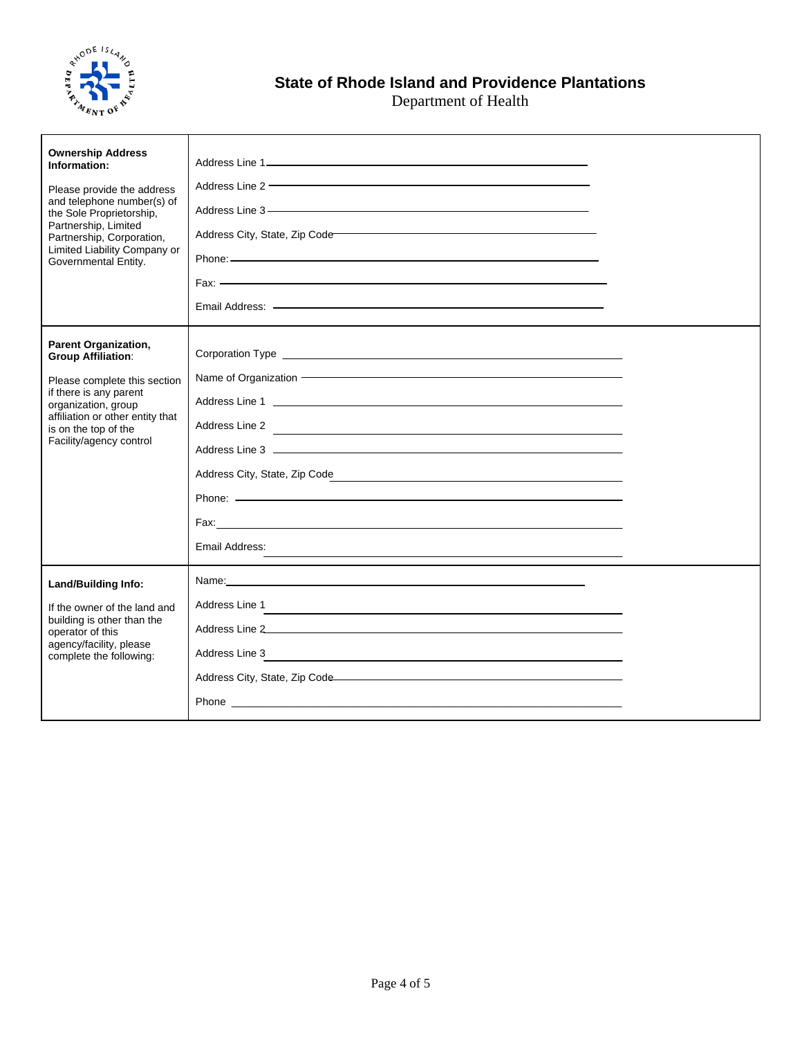## State of Rhode Island and Providence Plantations

Department of Health

| | |
|---|---|
| **Ownership Address Information:**<br><br>Please provide the address and telephone number(s) of the Sole Proprietorship, Partnership, Limited Partnership, Corporation, Limited Liability Company or Governmental Entity. | Address Line 1 ______<br>Address Line 2 ______<br>Address Line 3 ______<br>Address City, State, Zip Code ______<br>Phone: ______<br>Fax: ______<br>Email Address: ______ |
| **Parent Organization, Group Affiliation**:<br><br>Please complete this section if there is any parent organization, group affiliation or other entity that is on the top of the Facility/agency control | Corporation Type ______<br>Name of Organization ______<br>Address Line 1 ______<br>Address Line 2 ______<br>Address Line 3 ______<br>Address City, State, Zip Code ______<br>Phone: ______<br>Fax: ______<br>Email Address: ______ |
| **Land/Building Info:**<br><br>If the owner of the land and building is other than the operator of this agency/facility, please complete the following: | Name: ______<br>Address Line 1 ______<br>Address Line 2 ______<br>Address Line 3 ______<br>Address City, State, Zip Code ______<br>Phone ______ |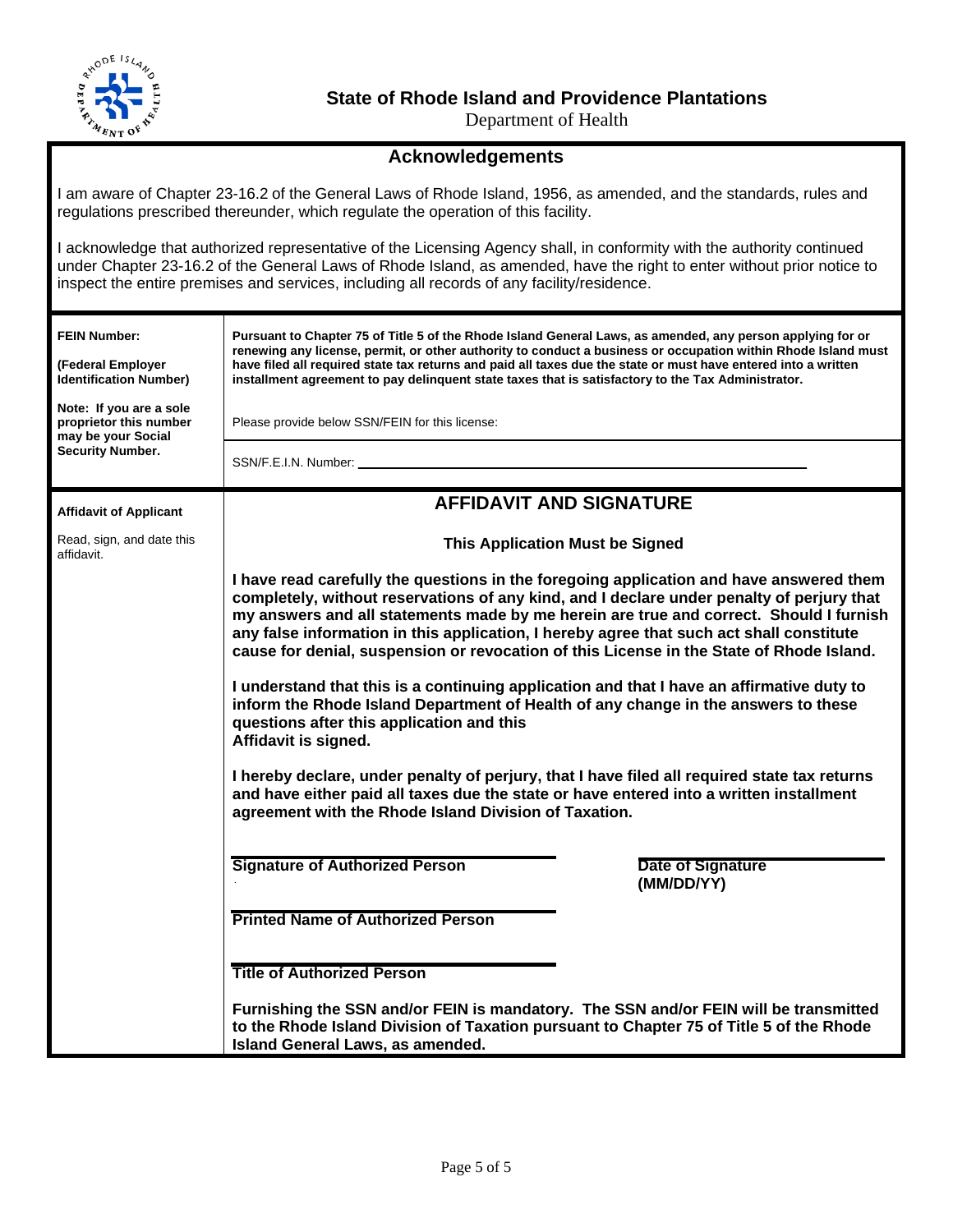**State of Rhode Island and Providence Plantations**

Department of Health

## Acknowledgements

I am aware of Chapter 23-16.2 of the General Laws of Rhode Island, 1956, as amended, and the standards, rules and regulations prescribed thereunder, which regulate the operation of this facility.

I acknowledge that authorized representative of the Licensing Agency shall, in conformity with the authority continued under Chapter 23-16.2 of the General Laws of Rhode Island, as amended, have the right to enter without prior notice to inspect the entire premises and services, including all records of any facility/residence.

| | |
|---|---|
| **FEIN Number:**<br><br>**(Federal Employer Identification Number)**<br><br>**Note: If you are a sole proprietor this number may be your Social Security Number.** | **Pursuant to Chapter 75 of Title 5 of the Rhode Island General Laws, as amended, any person applying for or renewing any license, permit, or other authority to conduct a business or occupation within Rhode Island must have filed all required state tax returns and paid all taxes due the state or must have entered into a written installment agreement to pay delinquent state taxes that is satisfactory to the Tax Administrator.**<br><br>Please provide below SSN/FEIN for this license:<br><br>SSN/F.E.I.N. Number: ______________________________ |
| **Affidavit of Applicant**<br><br>Read, sign, and date this affidavit. | **AFFIDAVIT AND SIGNATURE**<br><br>**This Application Must be Signed**<br><br>**I have read carefully the questions in the foregoing application and have answered them completely, without reservations of any kind, and I declare under penalty of perjury that my answers and all statements made by me herein are true and correct. Should I furnish any false information in this application, I hereby agree that such act shall constitute cause for denial, suspension or revocation of this License in the State of Rhode Island.**<br><br>**I understand that this is a continuing application and that I have an affirmative duty to inform the Rhode Island Department of Health of any change in the answers to these questions after this application and this Affidavit is signed.**<br><br>**I hereby declare, under penalty of perjury, that I have filed all required state tax returns and have either paid all taxes due the state or have entered into a written installment agreement with the Rhode Island Division of Taxation.**<br><br>______________________________ ______________________________<br>**Signature of Authorized Person** **Date of Signature (MM/DD/YY)**<br><br>______________________________<br>**Printed Name of Authorized Person**<br><br>______________________________<br>**Title of Authorized Person**<br><br>**Furnishing the SSN and/or FEIN is mandatory. The SSN and/or FEIN will be transmitted to the Rhode Island Division of Taxation pursuant to Chapter 75 of Title 5 of the Rhode Island General Laws, as amended.** |